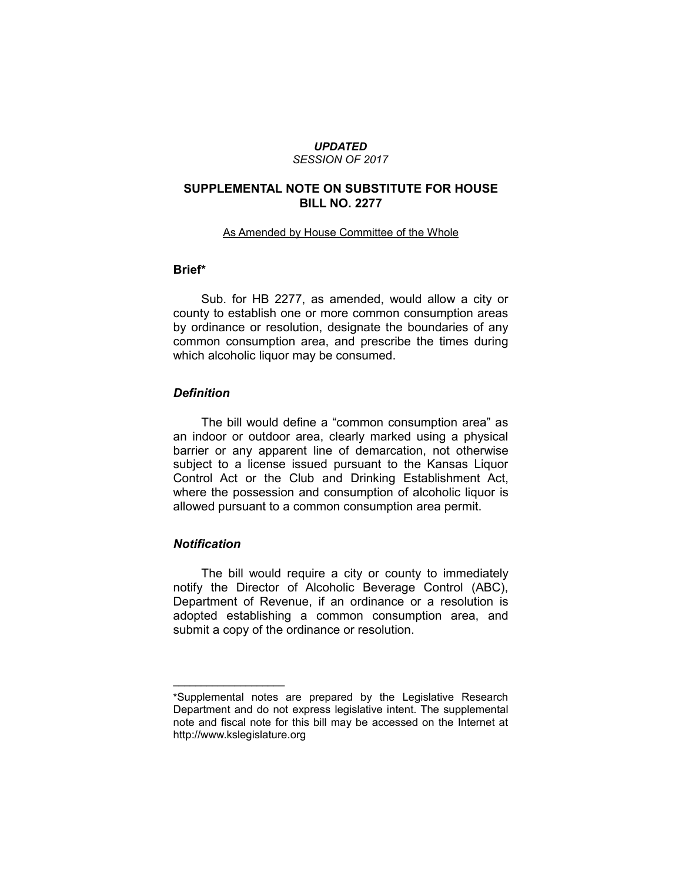*UPDATED*
*SESSION OF 2017*

# SUPPLEMENTAL NOTE ON SUBSTITUTE FOR HOUSE BILL NO. 2277

As Amended by House Committee of the Whole

## Brief*

Sub. for HB 2277, as amended, would allow a city or county to establish one or more common consumption areas by ordinance or resolution, designate the boundaries of any common consumption area, and prescribe the times during which alcoholic liquor may be consumed.

### *Definition*

The bill would define a "common consumption area" as an indoor or outdoor area, clearly marked using a physical barrier or any apparent line of demarcation, not otherwise subject to a license issued pursuant to the Kansas Liquor Control Act or the Club and Drinking Establishment Act, where the possession and consumption of alcoholic liquor is allowed pursuant to a common consumption area permit.

### *Notification*

The bill would require a city or county to immediately notify the Director of Alcoholic Beverage Control (ABC), Department of Revenue, if an ordinance or a resolution is adopted establishing a common consumption area, and submit a copy of the ordinance or resolution.

---

*Supplemental notes are prepared by the Legislative Research Department and do not express legislative intent. The supplemental note and fiscal note for this bill may be accessed on the Internet at http://www.kslegislature.org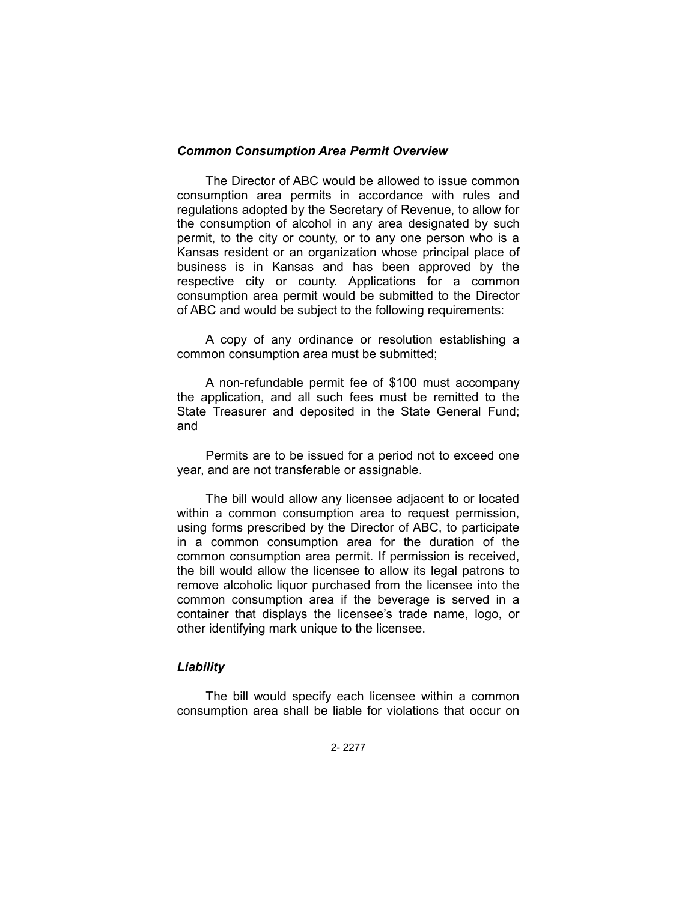### *Common Consumption Area Permit Overview*

The Director of ABC would be allowed to issue common consumption area permits in accordance with rules and regulations adopted by the Secretary of Revenue, to allow for the consumption of alcohol in any area designated by such permit, to the city or county, or to any one person who is a Kansas resident or an organization whose principal place of business is in Kansas and has been approved by the respective city or county. Applications for a common consumption area permit would be submitted to the Director of ABC and would be subject to the following requirements:

A copy of any ordinance or resolution establishing a common consumption area must be submitted;

A non-refundable permit fee of $100 must accompany the application, and all such fees must be remitted to the State Treasurer and deposited in the State General Fund; and

Permits are to be issued for a period not to exceed one year, and are not transferable or assignable.

The bill would allow any licensee adjacent to or located within a common consumption area to request permission, using forms prescribed by the Director of ABC, to participate in a common consumption area for the duration of the common consumption area permit. If permission is received, the bill would allow the licensee to allow its legal patrons to remove alcoholic liquor purchased from the licensee into the common consumption area if the beverage is served in a container that displays the licensee's trade name, logo, or other identifying mark unique to the licensee.

### *Liability*

The bill would specify each licensee within a common consumption area shall be liable for violations that occur on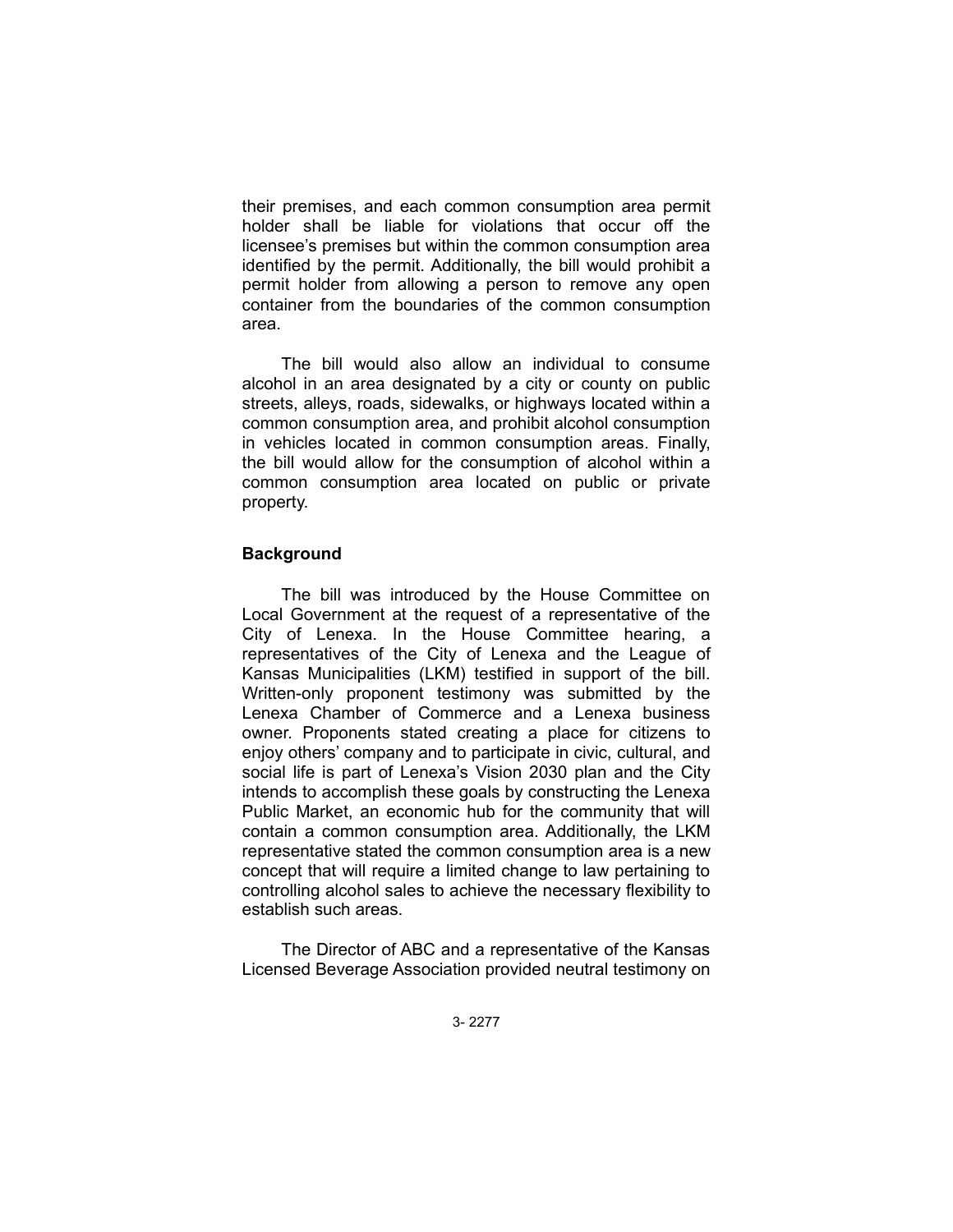their premises, and each common consumption area permit holder shall be liable for violations that occur off the licensee's premises but within the common consumption area identified by the permit. Additionally, the bill would prohibit a permit holder from allowing a person to remove any open container from the boundaries of the common consumption area.

The bill would also allow an individual to consume alcohol in an area designated by a city or county on public streets, alleys, roads, sidewalks, or highways located within a common consumption area, and prohibit alcohol consumption in vehicles located in common consumption areas. Finally, the bill would allow for the consumption of alcohol within a common consumption area located on public or private property.

## Background

The bill was introduced by the House Committee on Local Government at the request of a representative of the City of Lenexa. In the House Committee hearing, a representatives of the City of Lenexa and the League of Kansas Municipalities (LKM) testified in support of the bill. Written-only proponent testimony was submitted by the Lenexa Chamber of Commerce and a Lenexa business owner. Proponents stated creating a place for citizens to enjoy others' company and to participate in civic, cultural, and social life is part of Lenexa's Vision 2030 plan and the City intends to accomplish these goals by constructing the Lenexa Public Market, an economic hub for the community that will contain a common consumption area. Additionally, the LKM representative stated the common consumption area is a new concept that will require a limited change to law pertaining to controlling alcohol sales to achieve the necessary flexibility to establish such areas.

The Director of ABC and a representative of the Kansas Licensed Beverage Association provided neutral testimony on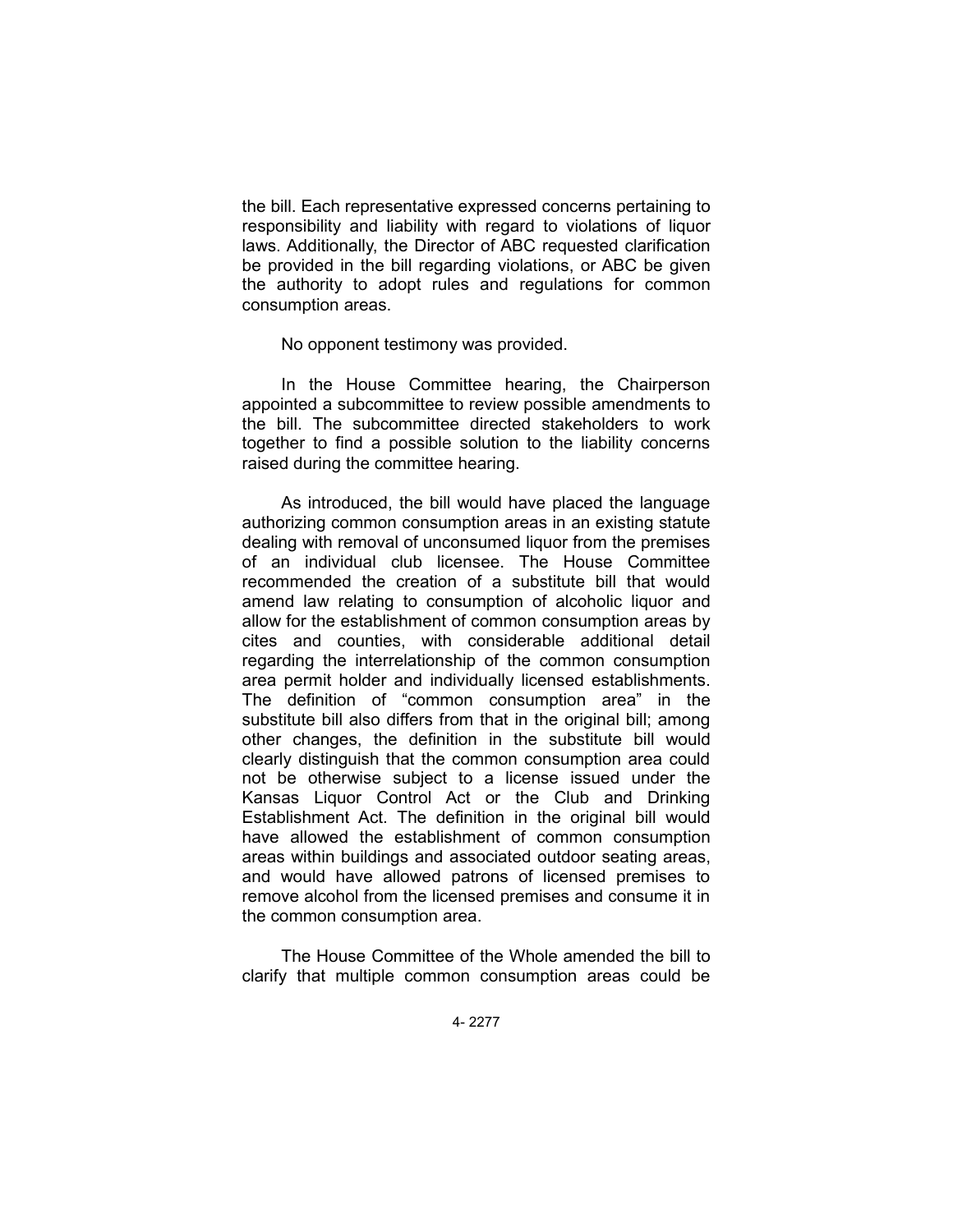the bill. Each representative expressed concerns pertaining to responsibility and liability with regard to violations of liquor laws. Additionally, the Director of ABC requested clarification be provided in the bill regarding violations, or ABC be given the authority to adopt rules and regulations for common consumption areas.

No opponent testimony was provided.

In the House Committee hearing, the Chairperson appointed a subcommittee to review possible amendments to the bill. The subcommittee directed stakeholders to work together to find a possible solution to the liability concerns raised during the committee hearing.

As introduced, the bill would have placed the language authorizing common consumption areas in an existing statute dealing with removal of unconsumed liquor from the premises of an individual club licensee. The House Committee recommended the creation of a substitute bill that would amend law relating to consumption of alcoholic liquor and allow for the establishment of common consumption areas by cites and counties, with considerable additional detail regarding the interrelationship of the common consumption area permit holder and individually licensed establishments. The definition of "common consumption area" in the substitute bill also differs from that in the original bill; among other changes, the definition in the substitute bill would clearly distinguish that the common consumption area could not be otherwise subject to a license issued under the Kansas Liquor Control Act or the Club and Drinking Establishment Act. The definition in the original bill would have allowed the establishment of common consumption areas within buildings and associated outdoor seating areas, and would have allowed patrons of licensed premises to remove alcohol from the licensed premises and consume it in the common consumption area.

The House Committee of the Whole amended the bill to clarify that multiple common consumption areas could be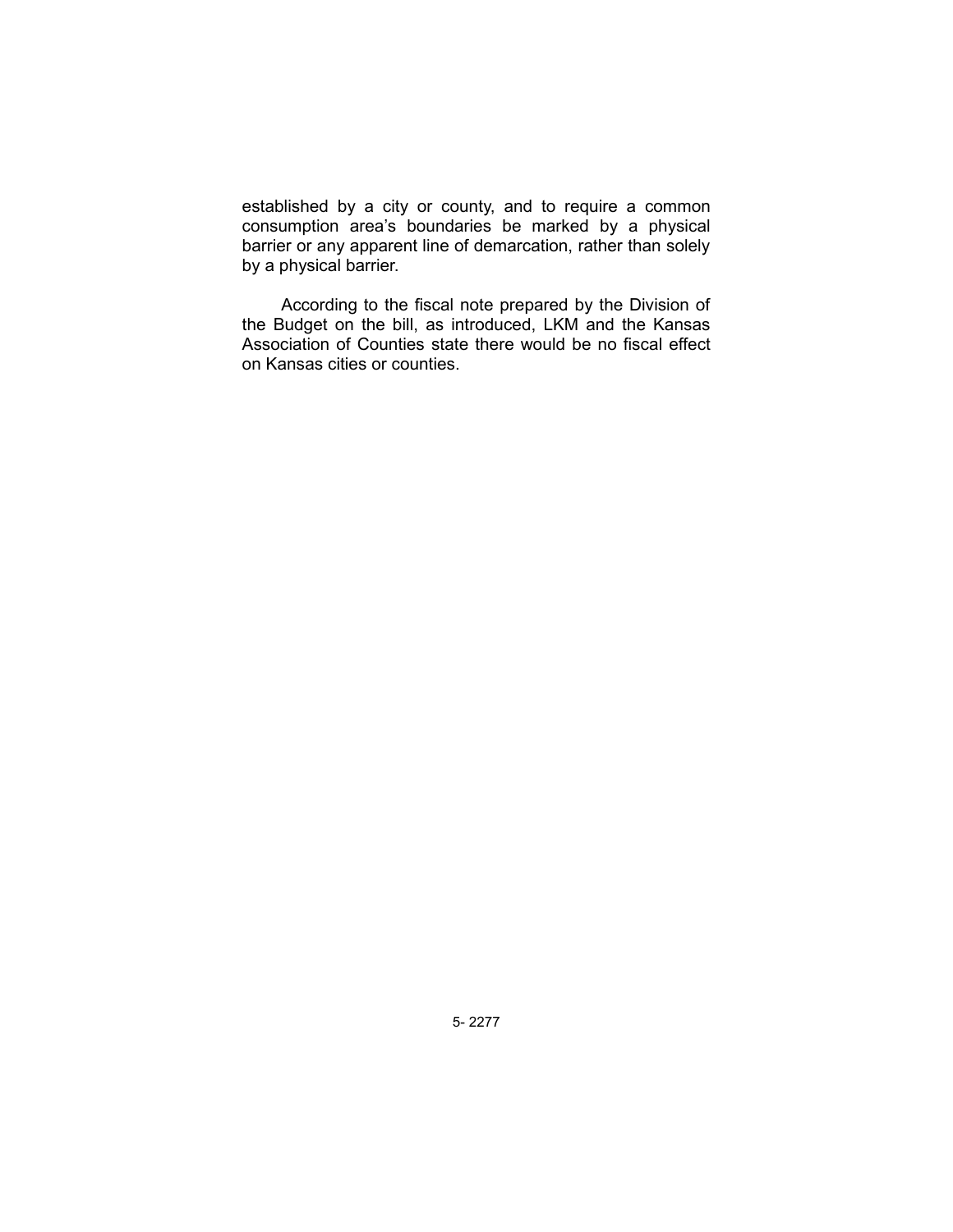established by a city or county, and to require a common consumption area's boundaries be marked by a physical barrier or any apparent line of demarcation, rather than solely by a physical barrier.

According to the fiscal note prepared by the Division of the Budget on the bill, as introduced, LKM and the Kansas Association of Counties state there would be no fiscal effect on Kansas cities or counties.